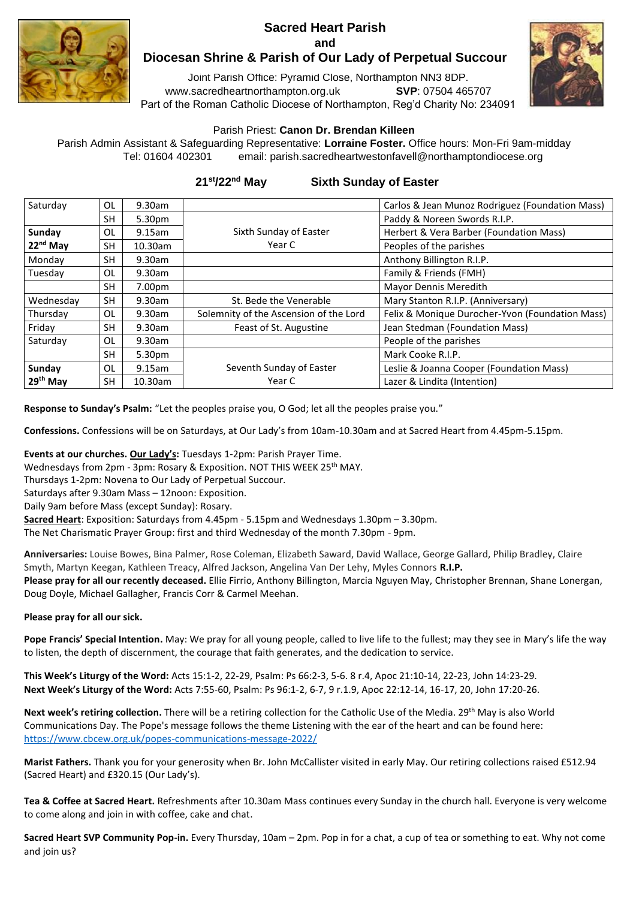# Sacred Heart Parish

**and**

## Diocesan Shrine & Parish of Our Lady of Perpetual Succour

Joint Parish Office: Pyramid Close, Northampton NN3 8DP.
www.sacredheartnorthampton.org.uk **SVP**: 07504 465707
Part of the Roman Catholic Diocese of Northampton, Reg'd Charity No: 234091

Parish Priest: **Canon Dr. Brendan Killeen**
Parish Admin Assistant & Safeguarding Representative: **Lorraine Foster.** Office hours: Mon-Fri 9am-midday
Tel: 01604 402301 email: parish.sacredheartwestonfavell@northamptondiocese.org

**21st/22nd May Sixth Sunday of Easter**

| | | | | |
|---|---|---|---|---|
| Saturday | OL | 9.30am | | Carlos & Jean Munoz Rodriguez (Foundation Mass) |
| | SH | 5.30pm | | Paddy & Noreen Swords R.I.P. |
| **Sunday** | OL | 9.15am | Sixth Sunday of Easter | Herbert & Vera Barber (Foundation Mass) |
| **22nd May** | SH | 10.30am | Year C | Peoples of the parishes |
| Monday | SH | 9.30am | | Anthony Billington R.I.P. |
| Tuesday | OL | 9.30am | | Family & Friends (FMH) |
| | SH | 7.00pm | | Mayor Dennis Meredith |
| Wednesday | SH | 9.30am | St. Bede the Venerable | Mary Stanton R.I.P. (Anniversary) |
| Thursday | OL | 9.30am | Solemnity of the Ascension of the Lord | Felix & Monique Durocher-Yvon (Foundation Mass) |
| Friday | SH | 9.30am | Feast of St. Augustine | Jean Stedman (Foundation Mass) |
| Saturday | OL | 9.30am | | People of the parishes |
| | SH | 5.30pm | | Mark Cooke R.I.P. |
| **Sunday** | OL | 9.15am | Seventh Sunday of Easter | Leslie & Joanna Cooper (Foundation Mass) |
| **29th May** | SH | 10.30am | Year C | Lazer & Lindita (Intention) |

**Response to Sunday's Psalm:** "Let the peoples praise you, O God; let all the peoples praise you."

**Confessions.** Confessions will be on Saturdays, at Our Lady's from 10am-10.30am and at Sacred Heart from 4.45pm-5.15pm.

**Events at our churches. <u>Our Lady's</u>:** Tuesdays 1-2pm: Parish Prayer Time.
Wednesdays from 2pm - 3pm: Rosary & Exposition. NOT THIS WEEK 25th MAY.
Thursdays 1-2pm: Novena to Our Lady of Perpetual Succour.
Saturdays after 9.30am Mass – 12noon: Exposition.
Daily 9am before Mass (except Sunday): Rosary.
**<u>Sacred Heart</u>**: Exposition: Saturdays from 4.45pm - 5.15pm and Wednesdays 1.30pm – 3.30pm.
The Net Charismatic Prayer Group: first and third Wednesday of the month 7.30pm - 9pm.

**Anniversaries:** Louise Bowes, Bina Palmer, Rose Coleman, Elizabeth Saward, David Wallace, George Gallard, Philip Bradley, Claire Smyth, Martyn Keegan, Kathleen Treacy, Alfred Jackson, Angelina Van Der Lehy, Myles Connors **R.I.P.**
**Please pray for all our recently deceased.** Ellie Firrio, Anthony Billington, Marcia Nguyen May, Christopher Brennan, Shane Lonergan, Doug Doyle, Michael Gallagher, Francis Corr & Carmel Meehan.

**Please pray for all our sick.**

**Pope Francis' Special Intention.** May: We pray for all young people, called to live life to the fullest; may they see in Mary's life the way to listen, the depth of discernment, the courage that faith generates, and the dedication to service.

**This Week's Liturgy of the Word:** Acts 15:1-2, 22-29, Psalm: Ps 66:2-3, 5-6. 8 r.4, Apoc 21:10-14, 22-23, John 14:23-29.
**Next Week's Liturgy of the Word:** Acts 7:55-60, Psalm: Ps 96:1-2, 6-7, 9 r.1.9, Apoc 22:12-14, 16-17, 20, John 17:20-26.

**Next week's retiring collection.** There will be a retiring collection for the Catholic Use of the Media. 29th May is also World Communications Day. The Pope's message follows the theme Listening with the ear of the heart and can be found here: https://www.cbcew.org.uk/popes-communications-message-2022/

**Marist Fathers.** Thank you for your generosity when Br. John McCallister visited in early May. Our retiring collections raised £512.94 (Sacred Heart) and £320.15 (Our Lady's).

**Tea & Coffee at Sacred Heart.** Refreshments after 10.30am Mass continues every Sunday in the church hall. Everyone is very welcome to come along and join in with coffee, cake and chat.

**Sacred Heart SVP Community Pop-in.** Every Thursday, 10am – 2pm. Pop in for a chat, a cup of tea or something to eat. Why not come and join us?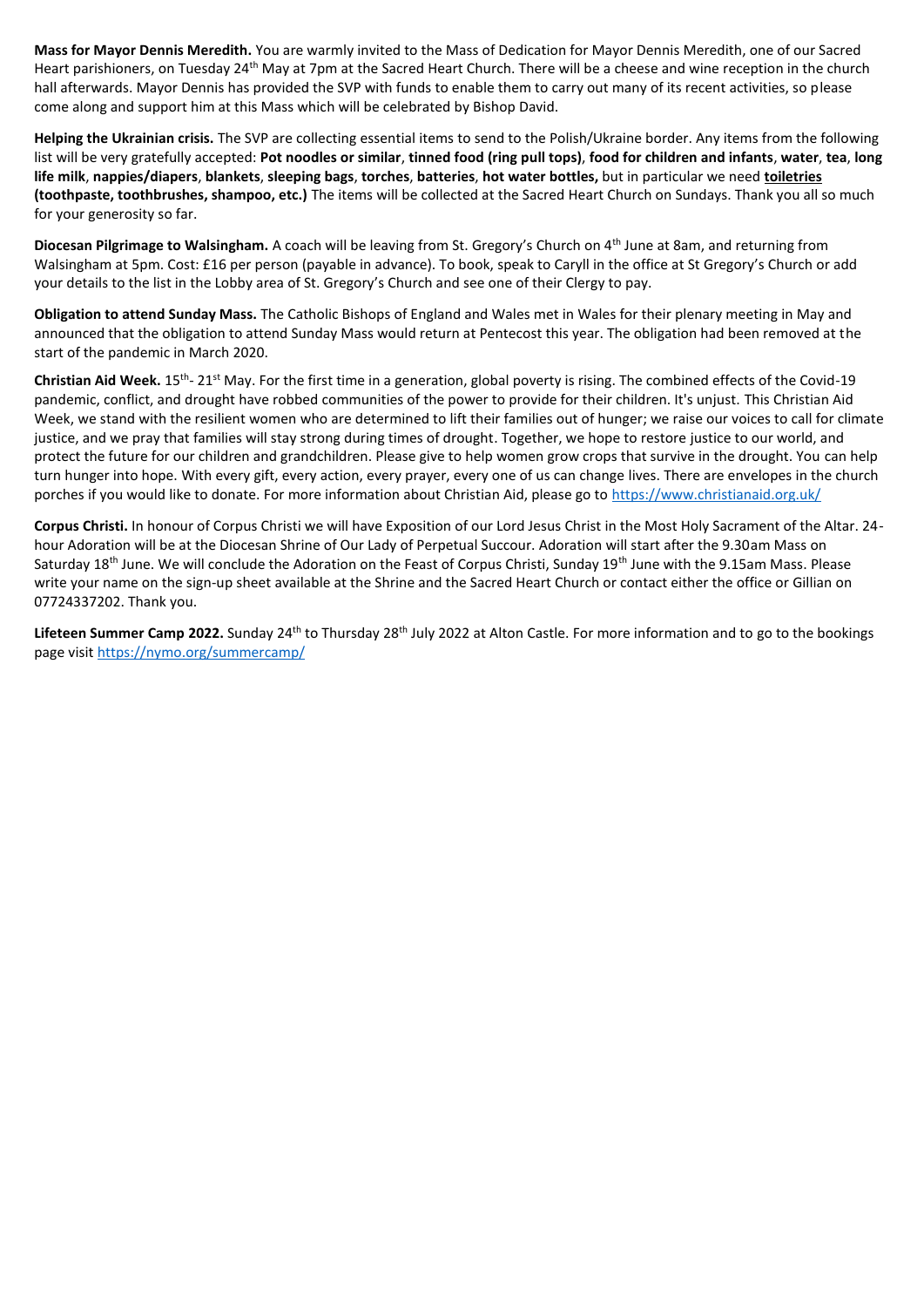**Mass for Mayor Dennis Meredith.** You are warmly invited to the Mass of Dedication for Mayor Dennis Meredith, one of our Sacred Heart parishioners, on Tuesday 24th May at 7pm at the Sacred Heart Church. There will be a cheese and wine reception in the church hall afterwards. Mayor Dennis has provided the SVP with funds to enable them to carry out many of its recent activities, so please come along and support him at this Mass which will be celebrated by Bishop David.

**Helping the Ukrainian crisis.** The SVP are collecting essential items to send to the Polish/Ukraine border. Any items from the following list will be very gratefully accepted: **Pot noodles or similar**, **tinned food (ring pull tops)**, **food for children and infants**, **water**, **tea**, **long life milk**, **nappies/diapers**, **blankets**, **sleeping bags**, **torches**, **batteries**, **hot water bottles,** but in particular we need <u>**toiletries**</u> **(toothpaste, toothbrushes, shampoo, etc.)** The items will be collected at the Sacred Heart Church on Sundays. Thank you all so much for your generosity so far.

**Diocesan Pilgrimage to Walsingham.** A coach will be leaving from St. Gregory's Church on 4th June at 8am, and returning from Walsingham at 5pm. Cost: £16 per person (payable in advance). To book, speak to Caryll in the office at St Gregory's Church or add your details to the list in the Lobby area of St. Gregory's Church and see one of their Clergy to pay.

**Obligation to attend Sunday Mass.** The Catholic Bishops of England and Wales met in Wales for their plenary meeting in May and announced that the obligation to attend Sunday Mass would return at Pentecost this year. The obligation had been removed at the start of the pandemic in March 2020.

**Christian Aid Week.** 15th- 21st May. For the first time in a generation, global poverty is rising. The combined effects of the Covid-19 pandemic, conflict, and drought have robbed communities of the power to provide for their children. It's unjust. This Christian Aid Week, we stand with the resilient women who are determined to lift their families out of hunger; we raise our voices to call for climate justice, and we pray that families will stay strong during times of drought. Together, we hope to restore justice to our world, and protect the future for our children and grandchildren. Please give to help women grow crops that survive in the drought. You can help turn hunger into hope. With every gift, every action, every prayer, every one of us can change lives. There are envelopes in the church porches if you would like to donate. For more information about Christian Aid, please go to https://www.christianaid.org.uk/

**Corpus Christi.** In honour of Corpus Christi we will have Exposition of our Lord Jesus Christ in the Most Holy Sacrament of the Altar. 24-hour Adoration will be at the Diocesan Shrine of Our Lady of Perpetual Succour. Adoration will start after the 9.30am Mass on Saturday 18th June. We will conclude the Adoration on the Feast of Corpus Christi, Sunday 19th June with the 9.15am Mass. Please write your name on the sign-up sheet available at the Shrine and the Sacred Heart Church or contact either the office or Gillian on 07724337202. Thank you.

**Lifeteen Summer Camp 2022.** Sunday 24th to Thursday 28th July 2022 at Alton Castle. For more information and to go to the bookings page visit https://nymo.org/summercamp/